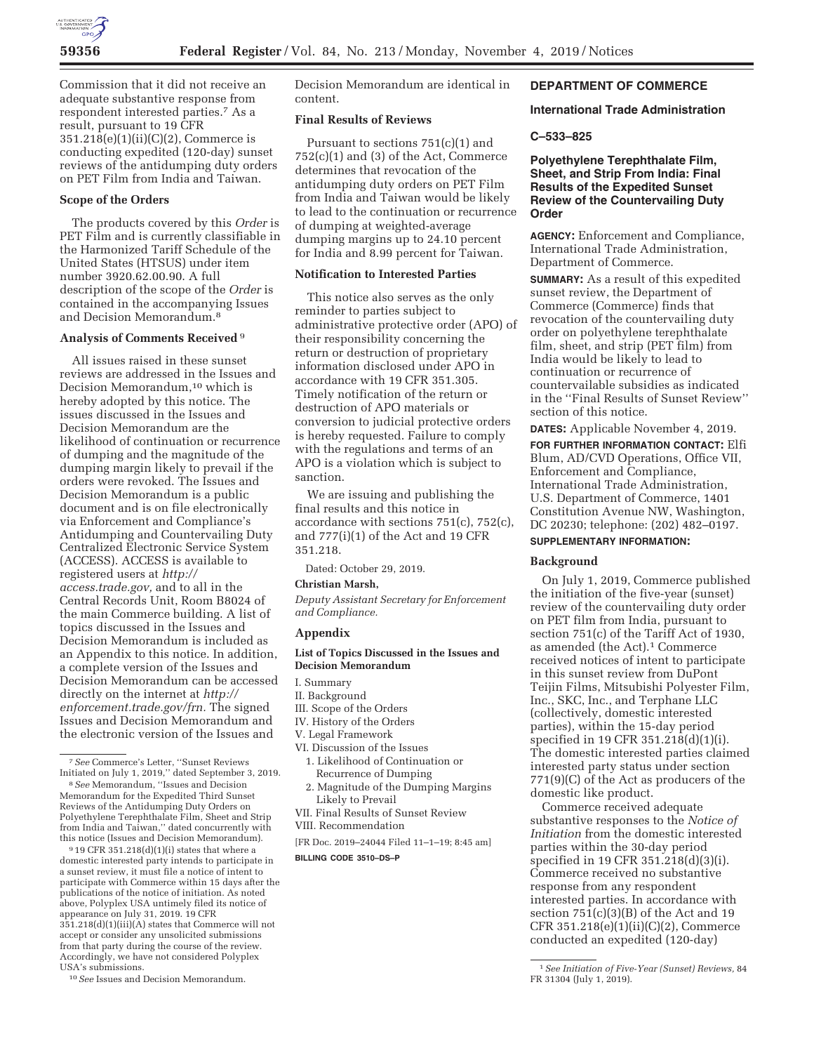Commission that it did not receive an adequate substantive response from respondent interested parties.[7] As a result, pursuant to 19 CFR 351.218(e)(1)(ii)(C)(2), Commerce is conducting expedited (120-day) sunset reviews of the antidumping duty orders on PET Film from India and Taiwan.

### Scope of the Orders

The products covered by this *Order* is PET Film and is currently classifiable in the Harmonized Tariff Schedule of the United States (HTSUS) under item number 3920.62.00.90. A full description of the scope of the *Order* is contained in the accompanying Issues and Decision Memorandum.[8]

### Analysis of Comments Received [9]

All issues raised in these sunset reviews are addressed in the Issues and Decision Memorandum,[10] which is hereby adopted by this notice. The issues discussed in the Issues and Decision Memorandum are the likelihood of continuation or recurrence of dumping and the magnitude of the dumping margin likely to prevail if the orders were revoked. The Issues and Decision Memorandum is a public document and is on file electronically via Enforcement and Compliance's Antidumping and Countervailing Duty Centralized Electronic Service System (ACCESS). ACCESS is available to registered users at *http://access.trade.gov,* and to all in the Central Records Unit, Room B8024 of the main Commerce building. A list of topics discussed in the Issues and Decision Memorandum is included as an Appendix to this notice. In addition, a complete version of the Issues and Decision Memorandum can be accessed directly on the internet at *http://enforcement.trade.gov/frn.* The signed Issues and Decision Memorandum and the electronic version of the Issues and Decision Memorandum are identical in content.

### Final Results of Reviews

Pursuant to sections 751(c)(1) and 752(c)(1) and (3) of the Act, Commerce determines that revocation of the antidumping duty orders on PET Film from India and Taiwan would be likely to lead to the continuation or recurrence of dumping at weighted-average dumping margins up to 24.10 percent for India and 8.99 percent for Taiwan.

### Notification to Interested Parties

This notice also serves as the only reminder to parties subject to administrative protective order (APO) of their responsibility concerning the return or destruction of proprietary information disclosed under APO in accordance with 19 CFR 351.305. Timely notification of the return or destruction of APO materials or conversion to judicial protective orders is hereby requested. Failure to comply with the regulations and terms of an APO is a violation which is subject to sanction.

We are issuing and publishing the final results and this notice in accordance with sections 751(c), 752(c), and 777(i)(1) of the Act and 19 CFR 351.218.

Dated: October 29, 2019.

**Christian Marsh,**

*Deputy Assistant Secretary for Enforcement and Compliance.*

### Appendix

#### List of Topics Discussed in the Issues and Decision Memorandum

I. Summary
II. Background
III. Scope of the Orders
IV. History of the Orders
V. Legal Framework
VI. Discussion of the Issues
  1. Likelihood of Continuation or Recurrence of Dumping
  2. Magnitude of the Dumping Margins Likely to Prevail
VII. Final Results of Sunset Review
VIII. Recommendation

[FR Doc. 2019–24044 Filed 11–1–19; 8:45 am]

**BILLING CODE 3510–DS–P**

[7] *See* Commerce's Letter, "Sunset Reviews Initiated on July 1, 2019," dated September 3, 2019.

[8] *See* Memorandum, "Issues and Decision Memorandum for the Expedited Third Sunset Reviews of the Antidumping Duty Orders on Polyethylene Terephthalate Film, Sheet and Strip from India and Taiwan," dated concurrently with this notice (Issues and Decision Memorandum).

[9] 19 CFR 351.218(d)(1)(i) states that where a domestic interested party intends to participate in a sunset review, it must file a notice of intent to participate with Commerce within 15 days after the publications of the notice of initiation. As noted above, Polyplex USA untimely filed its notice of appearance on July 31, 2019. 19 CFR 351.218(d)(1)(iii)(A) states that Commerce will not accept or consider any unsolicited submissions from that party during the course of the review. Accordingly, we have not considered Polyplex USA's submissions.

[10] *See* Issues and Decision Memorandum.

## DEPARTMENT OF COMMERCE

### International Trade Administration

### C–533–825

### Polyethylene Terephthalate Film, Sheet, and Strip From India: Final Results of the Expedited Sunset Review of the Countervailing Duty Order

**AGENCY:** Enforcement and Compliance, International Trade Administration, Department of Commerce.

**SUMMARY:** As a result of this expedited sunset review, the Department of Commerce (Commerce) finds that revocation of the countervailing duty order on polyethylene terephthalate film, sheet, and strip (PET film) from India would be likely to lead to continuation or recurrence of countervailable subsidies as indicated in the "Final Results of Sunset Review" section of this notice.

**DATES:** Applicable November 4, 2019.

**FOR FURTHER INFORMATION CONTACT:** Elfi Blum, AD/CVD Operations, Office VII, Enforcement and Compliance, International Trade Administration, U.S. Department of Commerce, 1401 Constitution Avenue NW, Washington, DC 20230; telephone: (202) 482–0197.

**SUPPLEMENTARY INFORMATION:**

### Background

On July 1, 2019, Commerce published the initiation of the five-year (sunset) review of the countervailing duty order on PET film from India, pursuant to section 751(c) of the Tariff Act of 1930, as amended (the Act).[1] Commerce received notices of intent to participate in this sunset review from DuPont Teijin Films, Mitsubishi Polyester Film, Inc., SKC, Inc., and Terphane LLC (collectively, domestic interested parties), within the 15-day period specified in 19 CFR 351.218(d)(1)(i). The domestic interested parties claimed interested party status under section 771(9)(C) of the Act as producers of the domestic like product.

Commerce received adequate substantive responses to the *Notice of Initiation* from the domestic interested parties within the 30-day period specified in 19 CFR 351.218(d)(3)(i). Commerce received no substantive response from any respondent interested parties. In accordance with section 751(c)(3)(B) of the Act and 19 CFR 351.218(e)(1)(ii)(C)(2), Commerce conducted an expedited (120-day)

[1] *See Initiation of Five-Year (Sunset) Reviews,* 84 FR 31304 (July 1, 2019).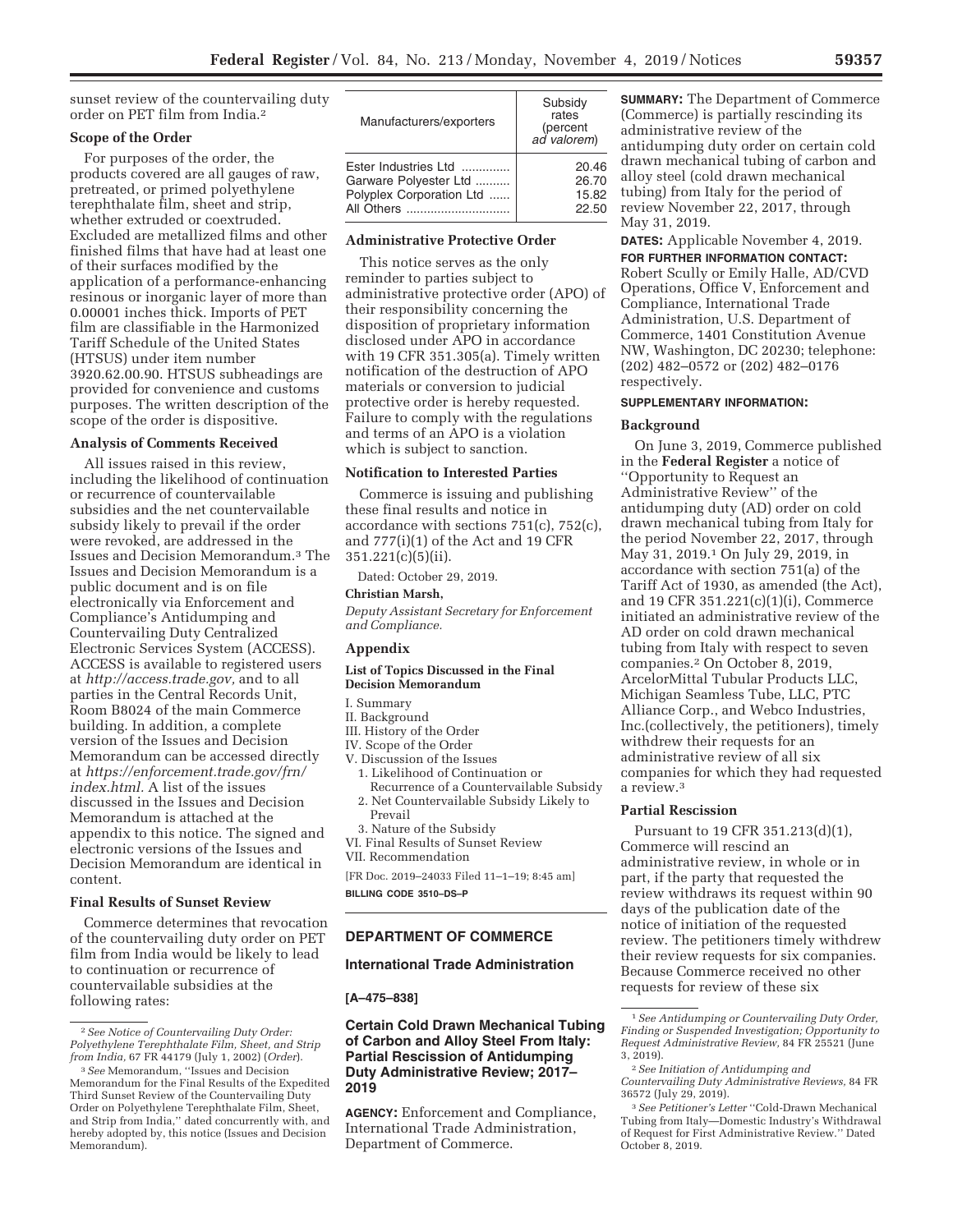sunset review of the countervailing duty order on PET film from India.[2]

### Scope of the Order

For purposes of the order, the products covered are all gauges of raw, pretreated, or primed polyethylene terephthalate film, sheet and strip, whether extruded or coextruded. Excluded are metallized films and other finished films that have had at least one of their surfaces modified by the application of a performance-enhancing resinous or inorganic layer of more than 0.00001 inches thick. Imports of PET film are classifiable in the Harmonized Tariff Schedule of the United States (HTSUS) under item number 3920.62.00.90. HTSUS subheadings are provided for convenience and customs purposes. The written description of the scope of the order is dispositive.

### Analysis of Comments Received

All issues raised in this review, including the likelihood of continuation or recurrence of countervailable subsidies and the net countervailable subsidy likely to prevail if the order were revoked, are addressed in the Issues and Decision Memorandum.[3] The Issues and Decision Memorandum is a public document and is on file electronically via Enforcement and Compliance's Antidumping and Countervailing Duty Centralized Electronic Services System (ACCESS). ACCESS is available to registered users at *http://access.trade.gov,* and to all parties in the Central Records Unit, Room B8024 of the main Commerce building. In addition, a complete version of the Issues and Decision Memorandum can be accessed directly at *https://enforcement.trade.gov/frn/index.html.* A list of the issues discussed in the Issues and Decision Memorandum is attached at the appendix to this notice. The signed and electronic versions of the Issues and Decision Memorandum are identical in content.

### Final Results of Sunset Review

Commerce determines that revocation of the countervailing duty order on PET film from India would be likely to lead to continuation or recurrence of countervailable subsidies at the following rates:

| Manufacturers/exporters | Subsidy rates (percent *ad valorem*) |
|---|---|
| Ester Industries Ltd | 20.46 |
| Garware Polyester Ltd | 26.70 |
| Polyplex Corporation Ltd | 15.82 |
| All Others | 22.50 |

### Administrative Protective Order

This notice serves as the only reminder to parties subject to administrative protective order (APO) of their responsibility concerning the disposition of proprietary information disclosed under APO in accordance with 19 CFR 351.305(a). Timely written notification of the destruction of APO materials or conversion to judicial protective order is hereby requested. Failure to comply with the regulations and terms of an APO is a violation which is subject to sanction.

### Notification to Interested Parties

Commerce is issuing and publishing these final results and notice in accordance with sections 751(c), 752(c), and 777(i)(1) of the Act and 19 CFR 351.221(c)(5)(ii).

Dated: October 29, 2019.

**Christian Marsh,**

*Deputy Assistant Secretary for Enforcement and Compliance.*

### Appendix

#### List of Topics Discussed in the Final Decision Memorandum

I. Summary
II. Background
III. History of the Order
IV. Scope of the Order
V. Discussion of the Issues
1. Likelihood of Continuation or Recurrence of a Countervailable Subsidy
2. Net Countervailable Subsidy Likely to Prevail
3. Nature of the Subsidy
VI. Final Results of Sunset Review
VII. Recommendation

[FR Doc. 2019–24033 Filed 11–1–19; 8:45 am]

**BILLING CODE 3510–DS–P**

---

[2] *See Notice of Countervailing Duty Order: Polyethylene Terephthalate Film, Sheet, and Strip from India,* 67 FR 44179 (July 1, 2002) (*Order*).

[3] *See* Memorandum, ''Issues and Decision Memorandum for the Final Results of the Expedited Third Sunset Review of the Countervailing Duty Order on Polyethylene Terephthalate Film, Sheet, and Strip from India,'' dated concurrently with, and hereby adopted by, this notice (Issues and Decision Memorandum).

---

## DEPARTMENT OF COMMERCE

### International Trade Administration

**[A–475–838]**

### Certain Cold Drawn Mechanical Tubing of Carbon and Alloy Steel From Italy: Partial Rescission of Antidumping Duty Administrative Review; 2017–2019

**AGENCY:** Enforcement and Compliance, International Trade Administration, Department of Commerce.

**SUMMARY:** The Department of Commerce (Commerce) is partially rescinding its administrative review of the antidumping duty order on certain cold drawn mechanical tubing of carbon and alloy steel (cold drawn mechanical tubing) from Italy for the period of review November 22, 2017, through May 31, 2019.

**DATES:** Applicable November 4, 2019.

**FOR FURTHER INFORMATION CONTACT:** Robert Scully or Emily Halle, AD/CVD Operations, Office V, Enforcement and Compliance, International Trade Administration, U.S. Department of Commerce, 1401 Constitution Avenue NW, Washington, DC 20230; telephone: (202) 482–0572 or (202) 482–0176 respectively.

**SUPPLEMENTARY INFORMATION:**

### Background

On June 3, 2019, Commerce published in the **Federal Register** a notice of ''Opportunity to Request an Administrative Review'' of the antidumping duty (AD) order on cold drawn mechanical tubing from Italy for the period November 22, 2017, through May 31, 2019.[1] On July 29, 2019, in accordance with section 751(a) of the Tariff Act of 1930, as amended (the Act), and 19 CFR 351.221(c)(1)(i), Commerce initiated an administrative review of the AD order on cold drawn mechanical tubing from Italy with respect to seven companies.[2] On October 8, 2019, ArcelorMittal Tubular Products LLC, Michigan Seamless Tube, LLC, PTC Alliance Corp., and Webco Industries, Inc.(collectively, the petitioners), timely withdrew their requests for an administrative review of all six companies for which they had requested a review.[3]

### Partial Rescission

Pursuant to 19 CFR 351.213(d)(1), Commerce will rescind an administrative review, in whole or in part, if the party that requested the review withdraws its request within 90 days of the publication date of the notice of initiation of the requested review. The petitioners timely withdrew their review requests for six companies. Because Commerce received no other requests for review of these six

---

[1] *See Antidumping or Countervailing Duty Order, Finding or Suspended Investigation; Opportunity to Request Administrative Review,* 84 FR 25521 (June 3, 2019).

[2] *See Initiation of Antidumping and Countervailing Duty Administrative Reviews,* 84 FR 36572 (July 29, 2019).

[3] *See Petitioner's Letter* ''Cold-Drawn Mechanical Tubing from Italy—Domestic Industry's Withdrawal of Request for First Administrative Review.'' Dated October 8, 2019.